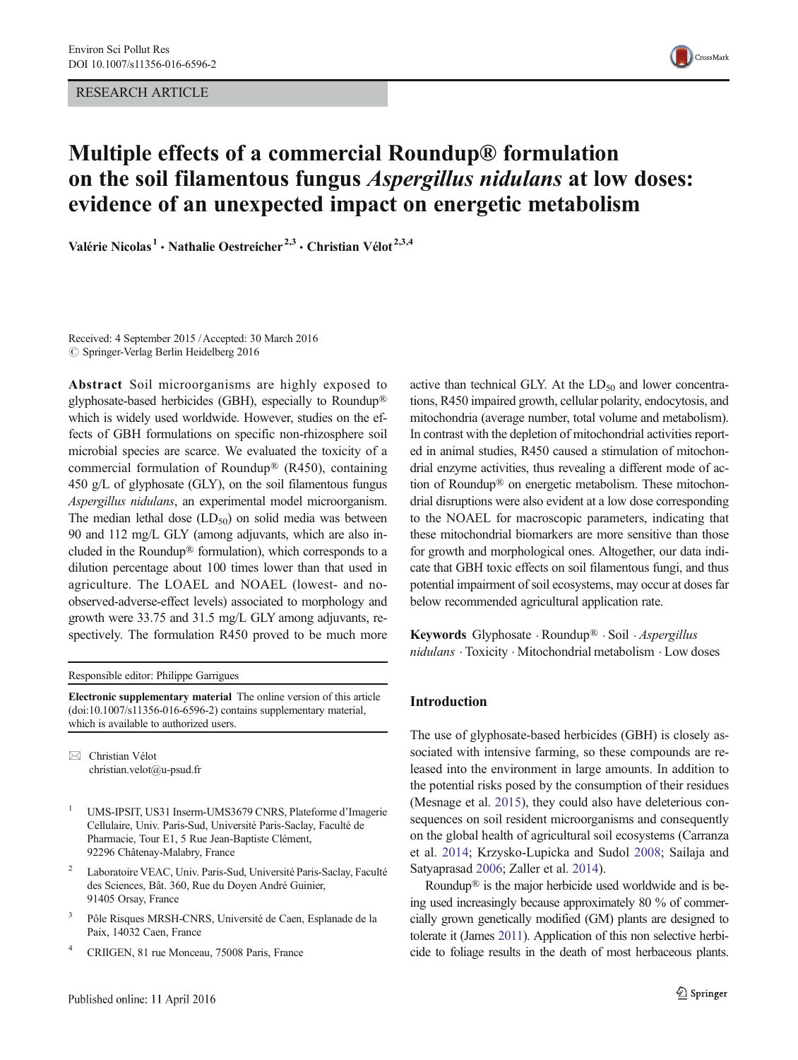RESEARCH ARTICLE

# Multiple effects of a commercial Roundup® formulation on the soil filamentous fungus *Aspergillus nidulans* at low doses: evidence of an unexpected impact on energetic metabolism

Valérie Nicolas[1] · Nathalie Oestreicher[2,3] · Christian Vélot[2,3,4]

Received: 4 September 2015 / Accepted: 30 March 2016
© Springer-Verlag Berlin Heidelberg 2016

**Abstract** Soil microorganisms are highly exposed to glyphosate-based herbicides (GBH), especially to Roundup® which is widely used worldwide. However, studies on the effects of GBH formulations on specific non-rhizosphere soil microbial species are scarce. We evaluated the toxicity of a commercial formulation of Roundup® (R450), containing 450 g/L of glyphosate (GLY), on the soil filamentous fungus *Aspergillus nidulans*, an experimental model microorganism. The median lethal dose ($LD_{50}$) on solid media was between 90 and 112 mg/L GLY (among adjuvants, which are also included in the Roundup® formulation), which corresponds to a dilution percentage about 100 times lower than that used in agriculture. The LOAEL and NOAEL (lowest- and no-observed-adverse-effect levels) associated to morphology and growth were 33.75 and 31.5 mg/L GLY among adjuvants, respectively. The formulation R450 proved to be much more active than technical GLY. At the $LD_{50}$ and lower concentrations, R450 impaired growth, cellular polarity, endocytosis, and mitochondria (average number, total volume and metabolism). In contrast with the depletion of mitochondrial activities reported in animal studies, R450 caused a stimulation of mitochondrial enzyme activities, thus revealing a different mode of action of Roundup® on energetic metabolism. These mitochondrial disruptions were also evident at a low dose corresponding to the NOAEL for macroscopic parameters, indicating that these mitochondrial biomarkers are more sensitive than those for growth and morphological ones. Altogether, our data indicate that GBH toxic effects on soil filamentous fungi, and thus potential impairment of soil ecosystems, may occur at doses far below recommended agricultural application rate.

**Keywords** Glyphosate · Roundup® · Soil · *Aspergillus nidulans* · Toxicity · Mitochondrial metabolism · Low doses

Responsible editor: Philippe Garrigues

**Electronic supplementary material** The online version of this article (doi:10.1007/s11356-016-6596-2) contains supplementary material, which is available to authorized users.

✉ Christian Vélot
christian.velot@u-psud.fr

1 UMS-IPSIT, US31 Inserm-UMS3679 CNRS, Plateforme d'Imagerie Cellulaire, Univ. Paris-Sud, Université Paris-Saclay, Faculté de Pharmacie, Tour E1, 5 Rue Jean-Baptiste Clément, 92296 Châtenay-Malabry, France

2 Laboratoire VEAC, Univ. Paris-Sud, Université Paris-Saclay, Faculté des Sciences, Bât. 360, Rue du Doyen André Guinier, 91405 Orsay, France

3 Pôle Risques MRSH-CNRS, Université de Caen, Esplanade de la Paix, 14032 Caen, France

4 CRIIGEN, 81 rue Monceau, 75008 Paris, France

## Introduction

The use of glyphosate-based herbicides (GBH) is closely associated with intensive farming, so these compounds are released into the environment in large amounts. In addition to the potential risks posed by the consumption of their residues (Mesnage et al. 2015), they could also have deleterious consequences on soil resident microorganisms and consequently on the global health of agricultural soil ecosystems (Carranza et al. 2014; Krzysko-Lupicka and Sudol 2008; Sailaja and Satyaprasad 2006; Zaller et al. 2014).

Roundup® is the major herbicide used worldwide and is being used increasingly because approximately 80 % of commercially grown genetically modified (GM) plants are designed to tolerate it (James 2011). Application of this non selective herbicide to foliage results in the death of most herbaceous plants.

Published online: 11 April 2016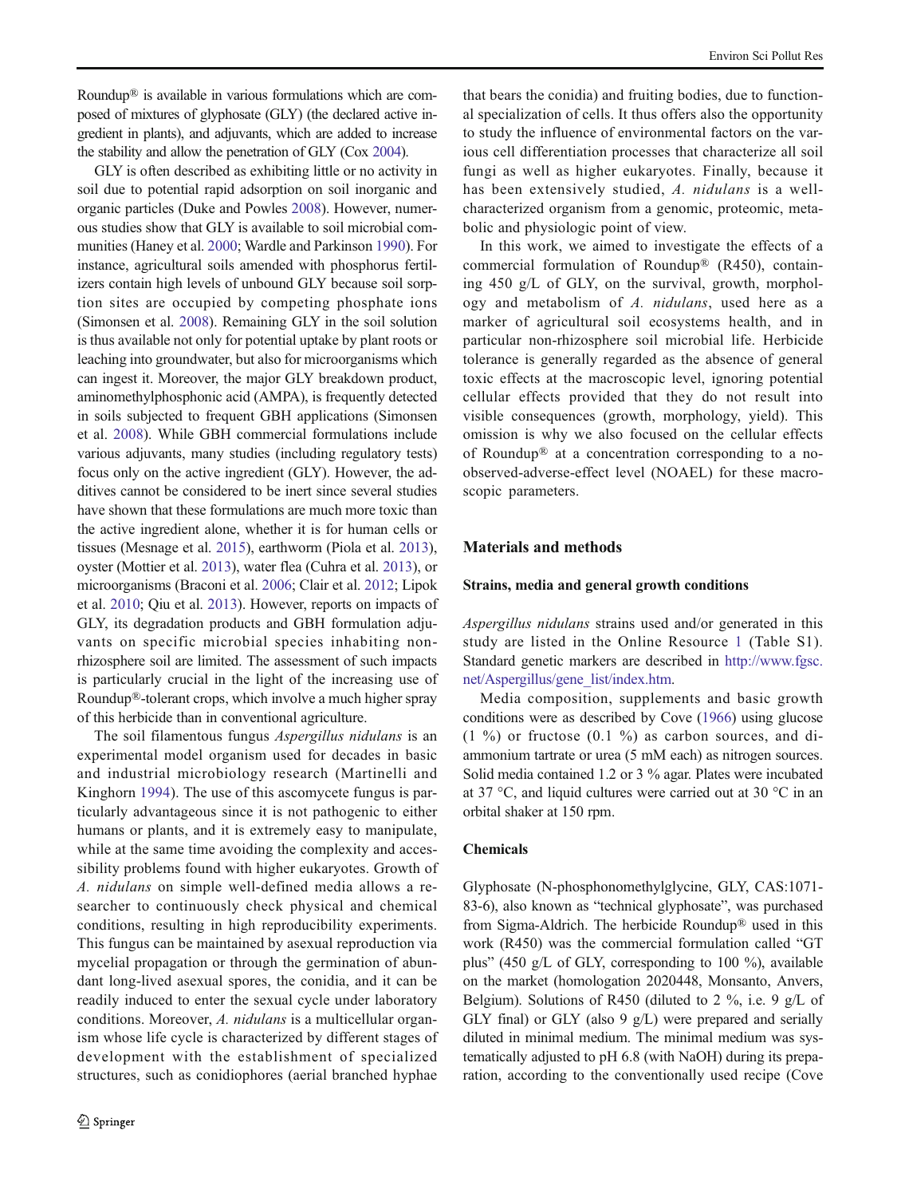Roundup® is available in various formulations which are composed of mixtures of glyphosate (GLY) (the declared active ingredient in plants), and adjuvants, which are added to increase the stability and allow the penetration of GLY (Cox 2004).

GLY is often described as exhibiting little or no activity in soil due to potential rapid adsorption on soil inorganic and organic particles (Duke and Powles 2008). However, numerous studies show that GLY is available to soil microbial communities (Haney et al. 2000; Wardle and Parkinson 1990). For instance, agricultural soils amended with phosphorus fertilizers contain high levels of unbound GLY because soil sorption sites are occupied by competing phosphate ions (Simonsen et al. 2008). Remaining GLY in the soil solution is thus available not only for potential uptake by plant roots or leaching into groundwater, but also for microorganisms which can ingest it. Moreover, the major GLY breakdown product, aminomethylphosphonic acid (AMPA), is frequently detected in soils subjected to frequent GBH applications (Simonsen et al. 2008). While GBH commercial formulations include various adjuvants, many studies (including regulatory tests) focus only on the active ingredient (GLY). However, the additives cannot be considered to be inert since several studies have shown that these formulations are much more toxic than the active ingredient alone, whether it is for human cells or tissues (Mesnage et al. 2015), earthworm (Piola et al. 2013), oyster (Mottier et al. 2013), water flea (Cuhra et al. 2013), or microorganisms (Braconi et al. 2006; Clair et al. 2012; Lipok et al. 2010; Qiu et al. 2013). However, reports on impacts of GLY, its degradation products and GBH formulation adjuvants on specific microbial species inhabiting non-rhizosphere soil are limited. The assessment of such impacts is particularly crucial in the light of the increasing use of Roundup®-tolerant crops, which involve a much higher spray of this herbicide than in conventional agriculture.

The soil filamentous fungus *Aspergillus nidulans* is an experimental model organism used for decades in basic and industrial microbiology research (Martinelli and Kinghorn 1994). The use of this ascomycete fungus is particularly advantageous since it is not pathogenic to either humans or plants, and it is extremely easy to manipulate, while at the same time avoiding the complexity and accessibility problems found with higher eukaryotes. Growth of *A. nidulans* on simple well-defined media allows a researcher to continuously check physical and chemical conditions, resulting in high reproducibility experiments. This fungus can be maintained by asexual reproduction via mycelial propagation or through the germination of abundant long-lived asexual spores, the conidia, and it can be readily induced to enter the sexual cycle under laboratory conditions. Moreover, *A. nidulans* is a multicellular organism whose life cycle is characterized by different stages of development with the establishment of specialized structures, such as conidiophores (aerial branched hyphae that bears the conidia) and fruiting bodies, due to functional specialization of cells. It thus offers also the opportunity to study the influence of environmental factors on the various cell differentiation processes that characterize all soil fungi as well as higher eukaryotes. Finally, because it has been extensively studied, *A. nidulans* is a well-characterized organism from a genomic, proteomic, metabolic and physiologic point of view.

In this work, we aimed to investigate the effects of a commercial formulation of Roundup® (R450), containing 450 g/L of GLY, on the survival, growth, morphology and metabolism of *A. nidulans*, used here as a marker of agricultural soil ecosystems health, and in particular non-rhizosphere soil microbial life. Herbicide tolerance is generally regarded as the absence of general toxic effects at the macroscopic level, ignoring potential cellular effects provided that they do not result into visible consequences (growth, morphology, yield). This omission is why we also focused on the cellular effects of Roundup® at a concentration corresponding to a no-observed-adverse-effect level (NOAEL) for these macroscopic parameters.

## Materials and methods

### Strains, media and general growth conditions

*Aspergillus nidulans* strains used and/or generated in this study are listed in the Online Resource 1 (Table S1). Standard genetic markers are described in http://www.fgsc.net/Aspergillus/gene_list/index.htm.

Media composition, supplements and basic growth conditions were as described by Cove (1966) using glucose (1 %) or fructose (0.1 %) as carbon sources, and di-ammonium tartrate or urea (5 mM each) as nitrogen sources. Solid media contained 1.2 or 3 % agar. Plates were incubated at 37 °C, and liquid cultures were carried out at 30 °C in an orbital shaker at 150 rpm.

### Chemicals

Glyphosate (N-phosphonomethylglycine, GLY, CAS:1071-83-6), also known as "technical glyphosate", was purchased from Sigma-Aldrich. The herbicide Roundup® used in this work (R450) was the commercial formulation called "GT plus" (450 g/L of GLY, corresponding to 100 %), available on the market (homologation 2020448, Monsanto, Anvers, Belgium). Solutions of R450 (diluted to 2 %, i.e. 9 g/L of GLY final) or GLY (also 9 g/L) were prepared and serially diluted in minimal medium. The minimal medium was systematically adjusted to pH 6.8 (with NaOH) during its preparation, according to the conventionally used recipe (Cove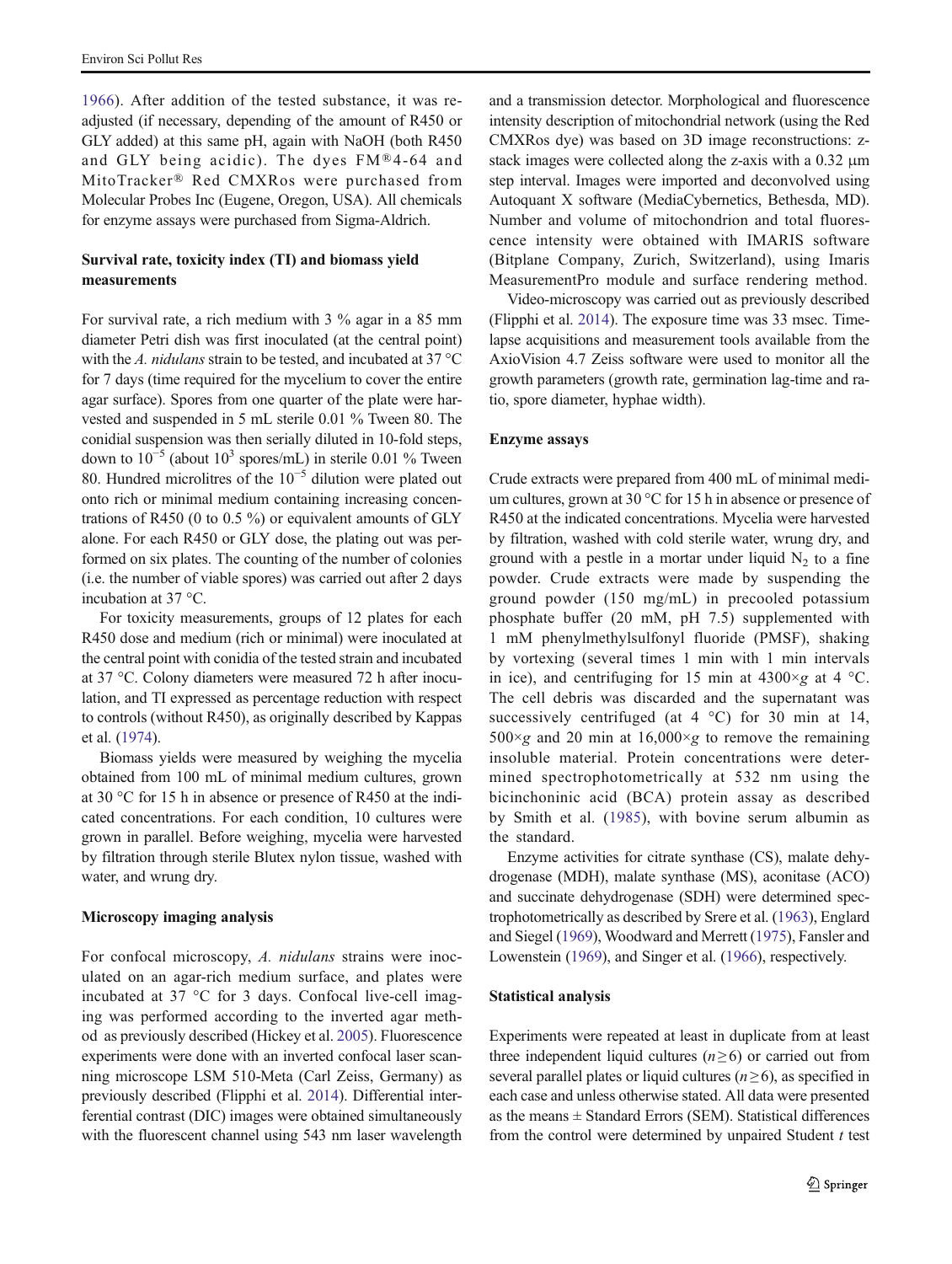1966). After addition of the tested substance, it was re-adjusted (if necessary, depending of the amount of R450 or GLY added) at this same pH, again with NaOH (both R450 and GLY being acidic). The dyes FM®4-64 and MitoTracker® Red CMXRos were purchased from Molecular Probes Inc (Eugene, Oregon, USA). All chemicals for enzyme assays were purchased from Sigma-Aldrich.

### Survival rate, toxicity index (TI) and biomass yield measurements

For survival rate, a rich medium with 3 % agar in a 85 mm diameter Petri dish was first inoculated (at the central point) with the *A. nidulans* strain to be tested, and incubated at 37 °C for 7 days (time required for the mycelium to cover the entire agar surface). Spores from one quarter of the plate were harvested and suspended in 5 mL sterile 0.01 % Tween 80. The conidial suspension was then serially diluted in 10-fold steps, down to $10^{-5}$ (about $10^{3}$ spores/mL) in sterile 0.01 % Tween 80. Hundred microlitres of the $10^{-5}$ dilution were plated out onto rich or minimal medium containing increasing concentrations of R450 (0 to 0.5 %) or equivalent amounts of GLY alone. For each R450 or GLY dose, the plating out was performed on six plates. The counting of the number of colonies (i.e. the number of viable spores) was carried out after 2 days incubation at 37 °C.

For toxicity measurements, groups of 12 plates for each R450 dose and medium (rich or minimal) were inoculated at the central point with conidia of the tested strain and incubated at 37 °C. Colony diameters were measured 72 h after inoculation, and TI expressed as percentage reduction with respect to controls (without R450), as originally described by Kappas et al. (1974).

Biomass yields were measured by weighing the mycelia obtained from 100 mL of minimal medium cultures, grown at 30 °C for 15 h in absence or presence of R450 at the indicated concentrations. For each condition, 10 cultures were grown in parallel. Before weighing, mycelia were harvested by filtration through sterile Blutex nylon tissue, washed with water, and wrung dry.

### Microscopy imaging analysis

For confocal microscopy, *A. nidulans* strains were inoculated on an agar-rich medium surface, and plates were incubated at 37 °C for 3 days. Confocal live-cell imaging was performed according to the inverted agar method as previously described (Hickey et al. 2005). Fluorescence experiments were done with an inverted confocal laser scanning microscope LSM 510-Meta (Carl Zeiss, Germany) as previously described (Flipphi et al. 2014). Differential interferential contrast (DIC) images were obtained simultaneously with the fluorescent channel using 543 nm laser wavelength and a transmission detector. Morphological and fluorescence intensity description of mitochondrial network (using the Red CMXRos dye) was based on 3D image reconstructions: z-stack images were collected along the z-axis with a 0.32 μm step interval. Images were imported and deconvolved using Autoquant X software (MediaCybernetics, Bethesda, MD). Number and volume of mitochondrion and total fluorescence intensity were obtained with IMARIS software (Bitplane Company, Zurich, Switzerland), using Imaris MeasurementPro module and surface rendering method.

Video-microscopy was carried out as previously described (Flipphi et al. 2014). The exposure time was 33 msec. Time-lapse acquisitions and measurement tools available from the AxioVision 4.7 Zeiss software were used to monitor all the growth parameters (growth rate, germination lag-time and ratio, spore diameter, hyphae width).

### Enzyme assays

Crude extracts were prepared from 400 mL of minimal medium cultures, grown at 30 °C for 15 h in absence or presence of R450 at the indicated concentrations. Mycelia were harvested by filtration, washed with cold sterile water, wrung dry, and ground with a pestle in a mortar under liquid $N_2$ to a fine powder. Crude extracts were made by suspending the ground powder (150 mg/mL) in precooled potassium phosphate buffer (20 mM, pH 7.5) supplemented with 1 mM phenylmethylsulfonyl fluoride (PMSF), shaking by vortexing (several times 1 min with 1 min intervals in ice), and centrifuging for 15 min at 4300×*g* at 4 °C. The cell debris was discarded and the supernatant was successively centrifuged (at 4 °C) for 30 min at 14,500×*g* and 20 min at 16,000×*g* to remove the remaining insoluble material. Protein concentrations were determined spectrophotometrically at 532 nm using the bicinchoninic acid (BCA) protein assay as described by Smith et al. (1985), with bovine serum albumin as the standard.

Enzyme activities for citrate synthase (CS), malate dehydrogenase (MDH), malate synthase (MS), aconitase (ACO) and succinate dehydrogenase (SDH) were determined spectrophotometrically as described by Srere et al. (1963), Englard and Siegel (1969), Woodward and Merrett (1975), Fansler and Lowenstein (1969), and Singer et al. (1966), respectively.

### Statistical analysis

Experiments were repeated at least in duplicate from at least three independent liquid cultures ($n \geq 6$) or carried out from several parallel plates or liquid cultures ($n \geq 6$), as specified in each case and unless otherwise stated. All data were presented as the means ± Standard Errors (SEM). Statistical differences from the control were determined by unpaired Student *t* test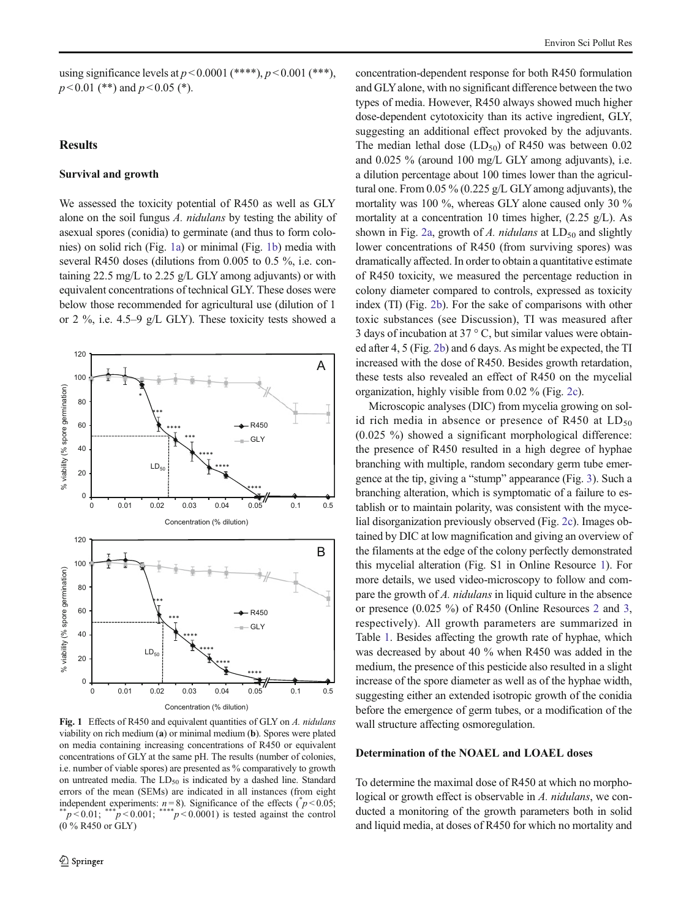using significance levels at $p < 0.0001$ (****), $p < 0.001$ (***), $p < 0.01$ (**) and $p < 0.05$ (*).

## Results

### Survival and growth

We assessed the toxicity potential of R450 as well as GLY alone on the soil fungus *A. nidulans* by testing the ability of asexual spores (conidia) to germinate (and thus to form colonies) on solid rich (Fig. 1a) or minimal (Fig. 1b) media with several R450 doses (dilutions from 0.005 to 0.5 %, i.e. containing 22.5 mg/L to 2.25 g/L GLY among adjuvants) or with equivalent concentrations of technical GLY. These doses were below those recommended for agricultural use (dilution of 1 or 2 %, i.e. 4.5–9 g/L GLY). These toxicity tests showed a concentration-dependent response for both R450 formulation and GLY alone, with no significant difference between the two types of media. However, R450 always showed much higher dose-dependent cytotoxicity than its active ingredient, GLY, suggesting an additional effect provoked by the adjuvants. The median lethal dose ($LD_{50}$) of R450 was between 0.02 and 0.025 % (around 100 mg/L GLY among adjuvants), i.e. a dilution percentage about 100 times lower than the agricultural one. From 0.05 % (0.225 g/L GLY among adjuvants), the mortality was 100 %, whereas GLY alone caused only 30 % mortality at a concentration 10 times higher, (2.25 g/L). As shown in Fig. 2a, growth of *A. nidulans* at $LD_{50}$ and slightly lower concentrations of R450 (from surviving spores) was dramatically affected. In order to obtain a quantitative estimate of R450 toxicity, we measured the percentage reduction in colony diameter compared to controls, expressed as toxicity index (TI) (Fig. 2b). For the sake of comparisons with other toxic substances (see Discussion), TI was measured after 3 days of incubation at 37 °C, but similar values were obtained after 4, 5 (Fig. 2b) and 6 days. As might be expected, the TI increased with the dose of R450. Besides growth retardation, these tests also revealed an effect of R450 on the mycelial organization, highly visible from 0.02 % (Fig. 2c).

Microscopic analyses (DIC) from mycelia growing on solid rich media in absence or presence of R450 at $LD_{50}$ (0.025 %) showed a significant morphological difference: the presence of R450 resulted in a high degree of hyphae branching with multiple, random secondary germ tube emergence at the tip, giving a "stump" appearance (Fig. 3). Such a branching alteration, which is symptomatic of a failure to establish or to maintain polarity, was consistent with the mycelial disorganization previously observed (Fig. 2c). Images obtained by DIC at low magnification and giving an overview of the filaments at the edge of the colony perfectly demonstrated this mycelial alteration (Fig. S1 in Online Resource 1). For more details, we used video-microscopy to follow and compare the growth of *A. nidulans* in liquid culture in the absence or presence (0.025 %) of R450 (Online Resources 2 and 3, respectively). All growth parameters are summarized in Table 1. Besides affecting the growth rate of hyphae, which was decreased by about 40 % when R450 was added in the medium, the presence of this pesticide also resulted in a slight increase of the spore diameter as well as of the hyphae width, suggesting either an extended isotropic growth of the conidia before the emergence of germ tubes, or a modification of the wall structure affecting osmoregulation.

**Fig. 1** Effects of R450 and equivalent quantities of GLY on *A. nidulans* viability on rich medium (**a**) or minimal medium (**b**). Spores were plated on media containing increasing concentrations of R450 or equivalent concentrations of GLY at the same pH. The results (number of colonies, i.e. number of viable spores) are presented as % comparatively to growth on untreated media. The $LD_{50}$ is indicated by a dashed line. Standard errors of the mean (SEMs) are indicated in all instances (from eight independent experiments: $n = 8$). Significance of the effects ($^{*}p < 0.05$; $^{**}p < 0.01$; $^{***}p < 0.001$; $^{****}p < 0.0001$) is tested against the control (0 % R450 or GLY)

### Determination of the NOAEL and LOAEL doses

To determine the maximal dose of R450 at which no morphological or growth effect is observable in *A. nidulans*, we conducted a monitoring of the growth parameters both in solid and liquid media, at doses of R450 for which no mortality and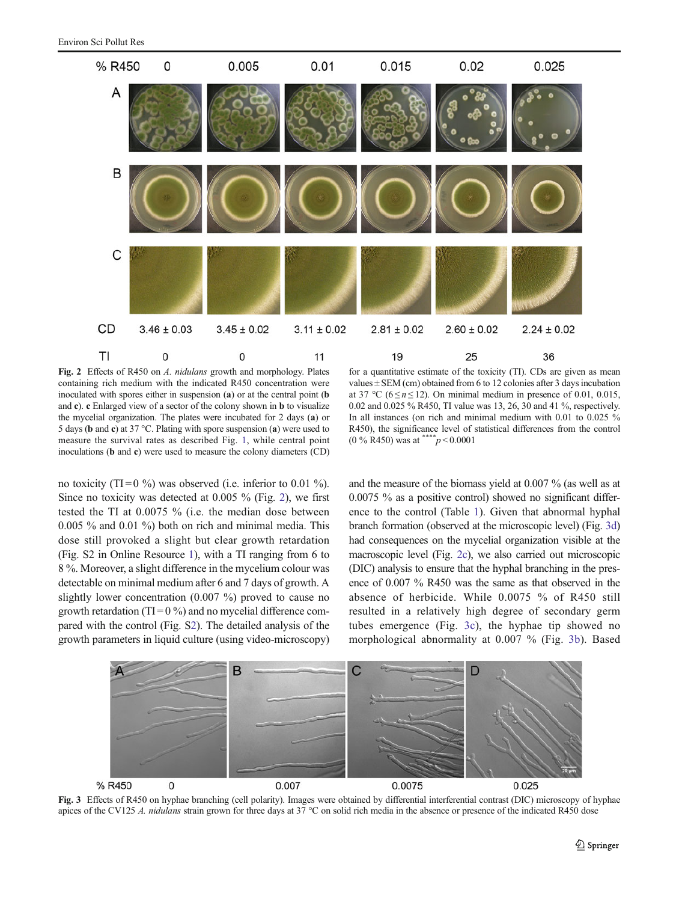| % R450 | 0 | 0.005 | 0.01 | 0.015 | 0.02 | 0.025 |
|---|---|---|---|---|---|---|
| CD | 3.46 ± 0.03 | 3.45 ± 0.02 | 3.11 ± 0.02 | 2.81 ± 0.02 | 2.60 ± 0.02 | 2.24 ± 0.02 |
| TI | 0 | 0 | 11 | 19 | 25 | 36 |

**Fig. 2** Effects of R450 on *A. nidulans* growth and morphology. Plates containing rich medium with the indicated R450 concentration were inoculated with spores either in suspension (**a**) or at the central point (**b** and **c**). **c** Enlarged view of a sector of the colony shown in **b** to visualize the mycelial organization. The plates were incubated for 2 days (**a**) or 5 days (**b** and **c**) at 37 °C. Plating with spore suspension (**a**) were used to measure the survival rates as described Fig. 1, while central point inoculations (**b** and **c**) were used to measure the colony diameters (CD) for a quantitative estimate of the toxicity (TI). CDs are given as mean values ± SEM (cm) obtained from 6 to 12 colonies after 3 days incubation at 37 °C ($6 \leq n \leq 12$). On minimal medium in presence of 0.01, 0.015, 0.02 and 0.025 % R450, TI value was 13, 26, 30 and 41 %, respectively. In all instances (on rich and minimal medium with 0.01 to 0.025 % R450), the significance level of statistical differences from the control (0 % R450) was at $^{****}p < 0.0001$

no toxicity (TI = 0 %) was observed (i.e. inferior to 0.01 %). Since no toxicity was detected at 0.005 % (Fig. 2), we first tested the TI at 0.0075 % (i.e. the median dose between 0.005 % and 0.01 %) both on rich and minimal media. This dose still provoked a slight but clear growth retardation (Fig. S2 in Online Resource 1), with a TI ranging from 6 to 8 %. Moreover, a slight difference in the mycelium colour was detectable on minimal medium after 6 and 7 days of growth. A slightly lower concentration (0.007 %) proved to cause no growth retardation (TI = 0 %) and no mycelial difference compared with the control (Fig. S2). The detailed analysis of the growth parameters in liquid culture (using video-microscopy) and the measure of the biomass yield at 0.007 % (as well as at 0.0075 % as a positive control) showed no significant difference to the control (Table 1). Given that abnormal hyphal branch formation (observed at the microscopic level) (Fig. 3d) had consequences on the mycelial organization visible at the macroscopic level (Fig. 2c), we also carried out microscopic (DIC) analysis to ensure that the hyphal branching in the presence of 0.007 % R450 was the same as that observed in the absence of herbicide. While 0.0075 % of R450 still resulted in a relatively high degree of secondary germ tubes emergence (Fig. 3c), the hyphae tip showed no morphological abnormality at 0.007 % (Fig. 3b). Based

**Fig. 3** Effects of R450 on hyphae branching (cell polarity). Images were obtained by differential interferential contrast (DIC) microscopy of hyphae apices of the CV125 *A. nidulans* strain grown for three days at 37 °C on solid rich media in the absence or presence of the indicated R450 dose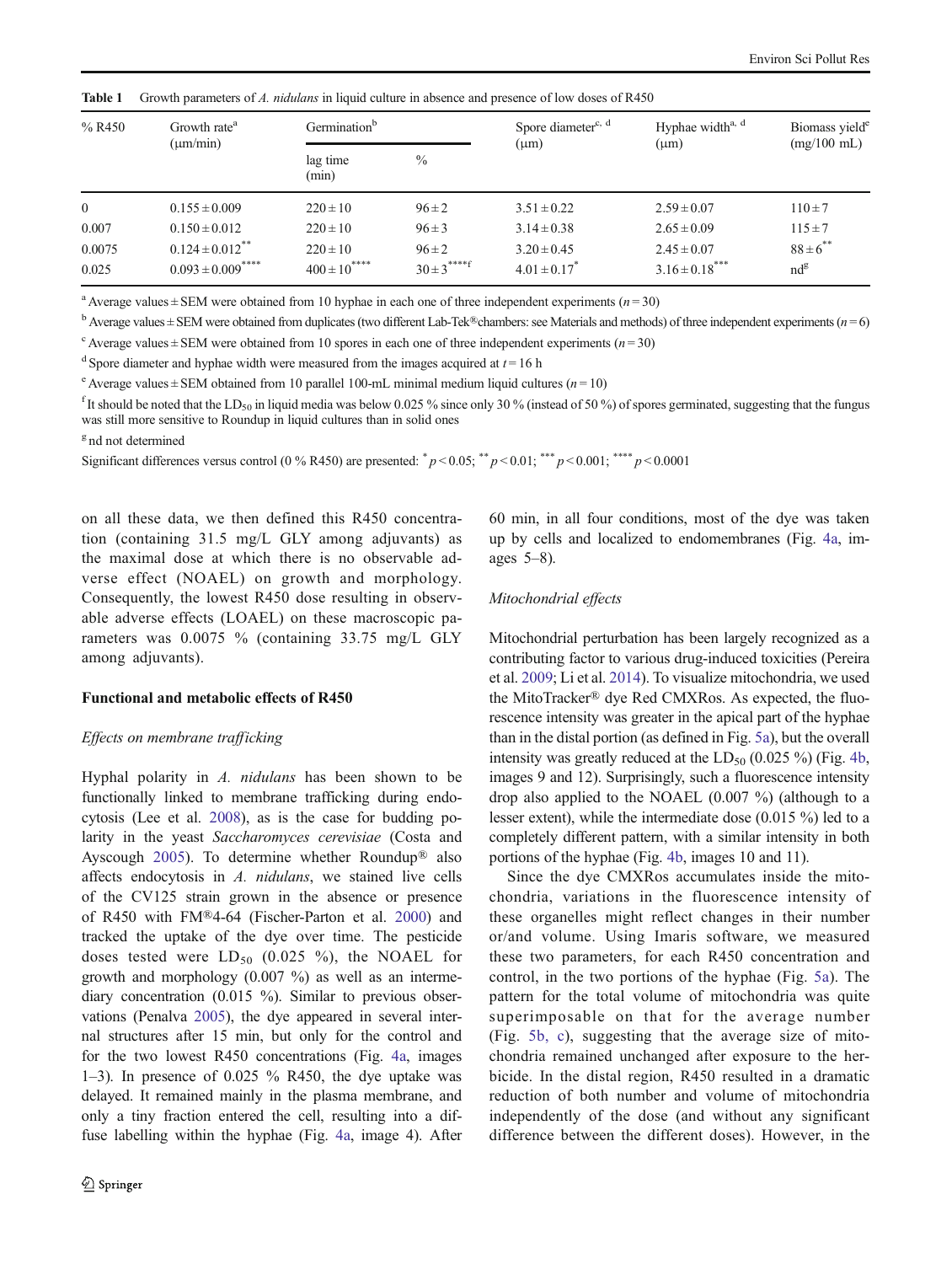**Table 1** Growth parameters of *A. nidulans* in liquid culture in absence and presence of low doses of R450

| % R450 | Growth rate[a] (μm/min) | Germination[b] | | Spore diameter[c, d] (μm) | Hyphae width[a, d] (μm) | Biomass yield[e] (mg/100 mL) |
|---|---|---|---|---|---|---|
| | | lag time (min) | % | | | |
| 0 | 0.155 ± 0.009 | 220 ± 10 | 96 ± 2 | 3.51 ± 0.22 | 2.59 ± 0.07 | 110 ± 7 |
| 0.007 | 0.150 ± 0.012 | 220 ± 10 | 96 ± 3 | 3.14 ± 0.38 | 2.65 ± 0.09 | 115 ± 7 |
| 0.0075 | 0.124 ± 0.012** | 220 ± 10 | 96 ± 2 | 3.20 ± 0.45 | 2.45 ± 0.07 | 88 ± 6** |
| 0.025 | 0.093 ± 0.009**** | 400 ± 10**** | 30 ± 3****[f] | 4.01 ± 0.17* | 3.16 ± 0.18*** | nd[g] |

[a] Average values ± SEM were obtained from 10 hyphae in each one of three independent experiments ($n = 30$)

[b] Average values ± SEM were obtained from duplicates (two different Lab-Tek® chambers: see Materials and methods) of three independent experiments ($n = 6$)

[c] Average values ± SEM were obtained from 10 spores in each one of three independent experiments ($n = 30$)

[d] Spore diameter and hyphae width were measured from the images acquired at $t = 16$ h

[e] Average values ± SEM obtained from 10 parallel 100-mL minimal medium liquid cultures ($n = 10$)

[f] It should be noted that the $LD_{50}$ in liquid media was below 0.025 % since only 30 % (instead of 50 %) of spores germinated, suggesting that the fungus was still more sensitive to Roundup in liquid cultures than in solid ones

[g] nd not determined

Significant differences versus control (0 % R450) are presented: * $p < 0.05$; ** $p < 0.01$; *** $p < 0.001$; **** $p < 0.0001$

on all these data, we then defined this R450 concentration (containing 31.5 mg/L GLY among adjuvants) as the maximal dose at which there is no observable adverse effect (NOAEL) on growth and morphology. Consequently, the lowest R450 dose resulting in observable adverse effects (LOAEL) on these macroscopic parameters was 0.0075 % (containing 33.75 mg/L GLY among adjuvants).

### Functional and metabolic effects of R450

#### *Effects on membrane trafficking*

Hyphal polarity in *A. nidulans* has been shown to be functionally linked to membrane trafficking during endocytosis (Lee et al. 2008), as is the case for budding polarity in the yeast *Saccharomyces cerevisiae* (Costa and Ayscough 2005). To determine whether Roundup® also affects endocytosis in *A. nidulans*, we stained live cells of the CV125 strain grown in the absence or presence of R450 with FM®4-64 (Fischer-Parton et al. 2000) and tracked the uptake of the dye over time. The pesticide doses tested were $LD_{50}$ (0.025 %), the NOAEL for growth and morphology (0.007 %) as well as an intermediary concentration (0.015 %). Similar to previous observations (Penalva 2005), the dye appeared in several internal structures after 15 min, but only for the control and for the two lowest R450 concentrations (Fig. 4a, images 1–3). In presence of 0.025 % R450, the dye uptake was delayed. It remained mainly in the plasma membrane, and only a tiny fraction entered the cell, resulting into a diffuse labelling within the hyphae (Fig. 4a, image 4). After 60 min, in all four conditions, most of the dye was taken up by cells and localized to endomembranes (Fig. 4a, images 5–8).

#### *Mitochondrial effects*

Mitochondrial perturbation has been largely recognized as a contributing factor to various drug-induced toxicities (Pereira et al. 2009; Li et al. 2014). To visualize mitochondria, we used the MitoTracker® dye Red CMXRos. As expected, the fluorescence intensity was greater in the apical part of the hyphae than in the distal portion (as defined in Fig. 5a), but the overall intensity was greatly reduced at the $LD_{50}$ (0.025 %) (Fig. 4b, images 9 and 12). Surprisingly, such a fluorescence intensity drop also applied to the NOAEL (0.007 %) (although to a lesser extent), while the intermediate dose (0.015 %) led to a completely different pattern, with a similar intensity in both portions of the hyphae (Fig. 4b, images 10 and 11).

Since the dye CMXRos accumulates inside the mitochondria, variations in the fluorescence intensity of these organelles might reflect changes in their number or/and volume. Using Imaris software, we measured these two parameters, for each R450 concentration and control, in the two portions of the hyphae (Fig. 5a). The pattern for the total volume of mitochondria was quite superimposable on that for the average number (Fig. 5b, c), suggesting that the average size of mitochondria remained unchanged after exposure to the herbicide. In the distal region, R450 resulted in a dramatic reduction of both number and volume of mitochondria independently of the dose (and without any significant difference between the different doses). However, in the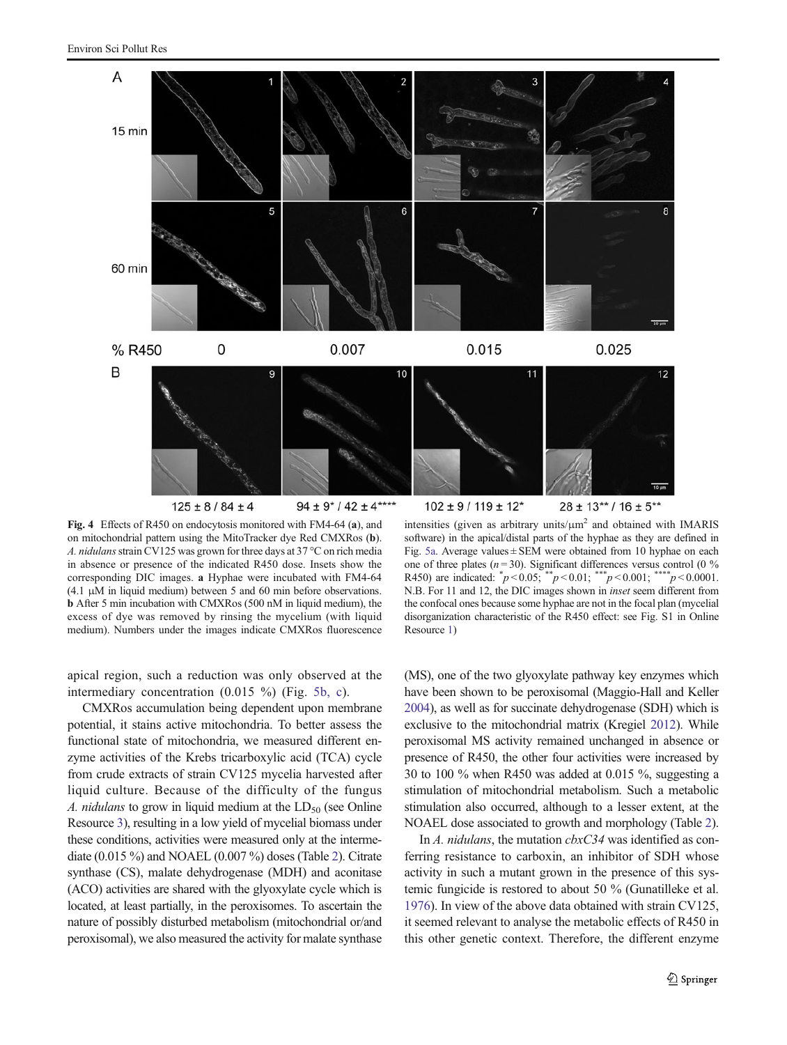**Fig. 4** Effects of R450 on endocytosis monitored with FM4-64 (**a**), and on mitochondrial pattern using the MitoTracker dye Red CMXRos (**b**). *A. nidulans* strain CV125 was grown for three days at 37 °C on rich media in absence or presence of the indicated R450 dose. Insets show the corresponding DIC images. **a** Hyphae were incubated with FM4-64 (4.1 μM in liquid medium) between 5 and 60 min before observations. **b** After 5 min incubation with CMXRos (500 nM in liquid medium), the excess of dye was removed by rinsing the mycelium (with liquid medium). Numbers under the images indicate CMXRos fluorescence intensities (given as arbitrary units/μm$^2$ and obtained with IMARIS software) in the apical/distal parts of the hyphae as they are defined in Fig. 5a. Average values ± SEM were obtained from 10 hyphae on each one of three plates ($n = 30$). Significant differences versus control (0 % R450) are indicated: $^{*}p < 0.05$; $^{**}p < 0.01$; $^{***}p < 0.001$; $^{****}p < 0.0001$. N.B. For 11 and 12, the DIC images shown in *inset* seem different from the confocal ones because some hyphae are not in the focal plan (mycelial disorganization characteristic of the R450 effect: see Fig. S1 in Online Resource 1)

apical region, such a reduction was only observed at the intermediary concentration (0.015 %) (Fig. 5b, c).

CMXRos accumulation being dependent upon membrane potential, it stains active mitochondria. To better assess the functional state of mitochondria, we measured different enzyme activities of the Krebs tricarboxylic acid (TCA) cycle from crude extracts of strain CV125 mycelia harvested after liquid culture. Because of the difficulty of the fungus *A. nidulans* to grow in liquid medium at the $LD_{50}$ (see Online Resource 3), resulting in a low yield of mycelial biomass under these conditions, activities were measured only at the intermediate (0.015 %) and NOAEL (0.007 %) doses (Table 2). Citrate synthase (CS), malate dehydrogenase (MDH) and aconitase (ACO) activities are shared with the glyoxylate cycle which is located, at least partially, in the peroxisomes. To ascertain the nature of possibly disturbed metabolism (mitochondrial or/and peroxisomal), we also measured the activity for malate synthase (MS), one of the two glyoxylate pathway key enzymes which have been shown to be peroxisomal (Maggio-Hall and Keller 2004), as well as for succinate dehydrogenase (SDH) which is exclusive to the mitochondrial matrix (Kregiel 2012). While peroxisomal MS activity remained unchanged in absence or presence of R450, the other four activities were increased by 30 to 100 % when R450 was added at 0.015 %, suggesting a stimulation of mitochondrial metabolism. Such a metabolic stimulation also occurred, although to a lesser extent, at the NOAEL dose associated to growth and morphology (Table 2).

In *A. nidulans*, the mutation *cbxC34* was identified as conferring resistance to carboxin, an inhibitor of SDH whose activity in such a mutant grown in the presence of this systemic fungicide is restored to about 50 % (Gunatilleke et al. 1976). In view of the above data obtained with strain CV125, it seemed relevant to analyse the metabolic effects of R450 in this other genetic context. Therefore, the different enzyme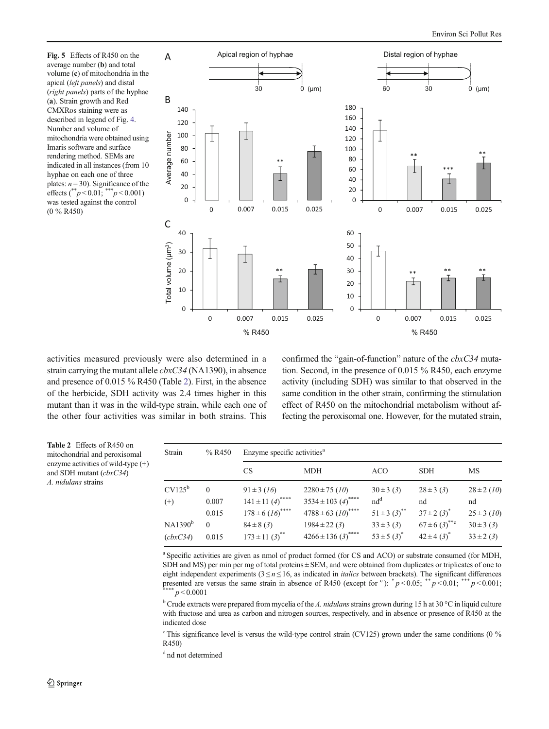Fig. 5 Effects of R450 on the average number (**b**) and total volume (**c**) of mitochondria in the apical (*left panels*) and distal (*right panels*) parts of the hyphae (**a**). Strain growth and Red CMXRos staining were as described in legend of Fig. 4. Number and volume of mitochondria were obtained using Imaris software and surface rendering method. SEMs are indicated in all instances (from 10 hyphae on each one of three plates: $n = 30$). Significance of the effects ($^{**}p < 0.01$; $^{***}p < 0.001$) was tested against the control (0 % R450)

activities measured previously were also determined in a strain carrying the mutant allele *cbxC34* (NA1390), in absence and presence of 0.015 % R450 (Table 2). First, in the absence of the herbicide, SDH activity was 2.4 times higher in this mutant than it was in the wild-type strain, while each one of the other four activities was similar in both strains. This confirmed the "gain-of-function" nature of the *cbxC34* mutation. Second, in the presence of 0.015 % R450, each enzyme activity (including SDH) was similar to that observed in the same condition in the other strain, confirming the stimulation effect of R450 on the mitochondrial metabolism without affecting the peroxisomal one. However, for the mutated strain,

**Table 2** Effects of R450 on mitochondrial and peroxisomal enzyme activities of wild-type (+) and SDH mutant (*cbxC34*) *A. nidulans* strains

| Strain | % R450 | Enzyme specific activities[a] | | | | |
|---|---|---|---|---|---|---|
| | | CS | MDH | ACO | SDH | MS |
| CV125[b] | 0 | 91 ± 3 (*16*) | 2280 ± 75 (*10*) | 30 ± 3 (*3*) | 28 ± 3 (*3*) | 28 ± 2 (*10*) |
| (+) | 0.007 | 141 ± 11 (*4*)**** | 3534 ± 103 (*4*)**** | nd[d] | nd | nd |
| | 0.015 | 178 ± 6 (*16*)**** | 4788 ± 63 (*10*)**** | 51 ± 3 (*3*)** | 37 ± 2 (*3*)* | 25 ± 3 (*10*) |
| NA1390[b] | 0 | 84 ± 8 (*3*) | 1984 ± 22 (*3*) | 33 ± 3 (*3*) | 67 ± 6 (*3*)**c | 30 ± 3 (*3*) |
| (*cbxC34*) | 0.015 | 173 ± 11 (*3*)** | 4266 ± 136 (*3*)**** | 53 ± 5 (*3*)* | 42 ± 4 (*3*)* | 33 ± 2 (*3*) |

[a] Specific activities are given as nmol of product formed (for CS and ACO) or substrate consumed (for MDH, SDH and MS) per min per mg of total proteins ± SEM, and were obtained from duplicates or triplicates of one to eight independent experiments ($3 \leq n \leq 16$, as indicated in *italics* between brackets). The significant differences presented are versus the same strain in absence of R450 (except for [c]): $^{*}p < 0.05$; $^{**}p < 0.01$; $^{***}p < 0.001$; $^{****}p < 0.0001$

[b] Crude extracts were prepared from mycelia of the *A. nidulans* strains grown during 15 h at 30 °C in liquid culture with fructose and urea as carbon and nitrogen sources, respectively, and in absence or presence of R450 at the indicated dose

[c] This significance level is versus the wild-type control strain (CV125) grown under the same conditions (0 % R450)

[d] nd not determined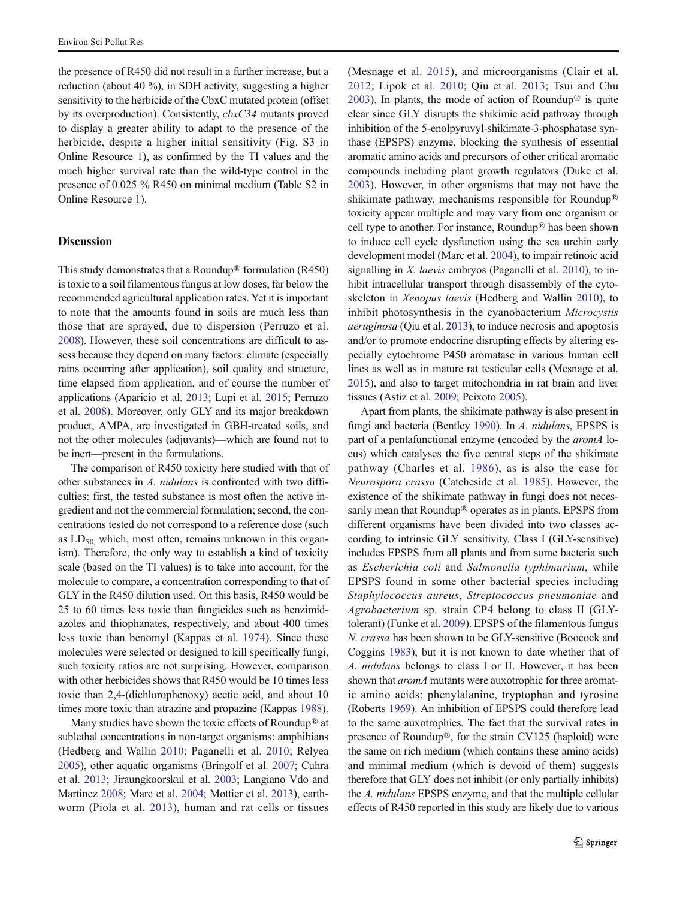the presence of R450 did not result in a further increase, but a reduction (about 40 %), in SDH activity, suggesting a higher sensitivity to the herbicide of the CbxC mutated protein (offset by its overproduction). Consistently, *cbxC34* mutants proved to display a greater ability to adapt to the presence of the herbicide, despite a higher initial sensitivity (Fig. S3 in Online Resource 1), as confirmed by the TI values and the much higher survival rate than the wild-type control in the presence of 0.025 % R450 on minimal medium (Table S2 in Online Resource 1).

## Discussion

This study demonstrates that a Roundup® formulation (R450) is toxic to a soil filamentous fungus at low doses, far below the recommended agricultural application rates. Yet it is important to note that the amounts found in soils are much less than those that are sprayed, due to dispersion (Perruzo et al. 2008). However, these soil concentrations are difficult to assess because they depend on many factors: climate (especially rains occurring after application), soil quality and structure, time elapsed from application, and of course the number of applications (Aparicio et al. 2013; Lupi et al. 2015; Perruzo et al. 2008). Moreover, only GLY and its major breakdown product, AMPA, are investigated in GBH-treated soils, and not the other molecules (adjuvants)—which are found not to be inert—present in the formulations.

The comparison of R450 toxicity here studied with that of other substances in *A. nidulans* is confronted with two difficulties: first, the tested substance is most often the active ingredient and not the commercial formulation; second, the concentrations tested do not correspond to a reference dose (such as $LD_{50}$, which, most often, remains unknown in this organism). Therefore, the only way to establish a kind of toxicity scale (based on the TI values) is to take into account, for the molecule to compare, a concentration corresponding to that of GLY in the R450 dilution used. On this basis, R450 would be 25 to 60 times less toxic than fungicides such as benzimidazoles and thiophanates, respectively, and about 400 times less toxic than benomyl (Kappas et al. 1974). Since these molecules were selected or designed to kill specifically fungi, such toxicity ratios are not surprising. However, comparison with other herbicides shows that R450 would be 10 times less toxic than 2,4-(dichlorophenoxy) acetic acid, and about 10 times more toxic than atrazine and propazine (Kappas 1988).

Many studies have shown the toxic effects of Roundup® at sublethal concentrations in non-target organisms: amphibians (Hedberg and Wallin 2010; Paganelli et al. 2010; Relyea 2005), other aquatic organisms (Bringolf et al. 2007; Cuhra et al. 2013; Jiraungkoorskul et al. 2003; Langiano Vdo and Martinez 2008; Marc et al. 2004; Mottier et al. 2013), earthworm (Piola et al. 2013), human and rat cells or tissues (Mesnage et al. 2015), and microorganisms (Clair et al. 2012; Lipok et al. 2010; Qiu et al. 2013; Tsui and Chu 2003). In plants, the mode of action of Roundup® is quite clear since GLY disrupts the shikimic acid pathway through inhibition of the 5-enolpyruvyl-shikimate-3-phosphatase synthase (EPSPS) enzyme, blocking the synthesis of essential aromatic amino acids and precursors of other critical aromatic compounds including plant growth regulators (Duke et al. 2003). However, in other organisms that may not have the shikimate pathway, mechanisms responsible for Roundup® toxicity appear multiple and may vary from one organism or cell type to another. For instance, Roundup® has been shown to induce cell cycle dysfunction using the sea urchin early development model (Marc et al. 2004), to impair retinoic acid signalling in *X. laevis* embryos (Paganelli et al. 2010), to inhibit intracellular transport through disassembly of the cytoskeleton in *Xenopus laevis* (Hedberg and Wallin 2010), to inhibit photosynthesis in the cyanobacterium *Microcystis aeruginosa* (Qiu et al. 2013), to induce necrosis and apoptosis and/or to promote endocrine disrupting effects by altering especially cytochrome P450 aromatase in various human cell lines as well as in mature rat testicular cells (Mesnage et al. 2015), and also to target mitochondria in rat brain and liver tissues (Astiz et al. 2009; Peixoto 2005).

Apart from plants, the shikimate pathway is also present in fungi and bacteria (Bentley 1990). In *A. nidulans*, EPSPS is part of a pentafunctional enzyme (encoded by the *aromA* locus) which catalyses the five central steps of the shikimate pathway (Charles et al. 1986), as is also the case for *Neurospora crassa* (Catcheside et al. 1985). However, the existence of the shikimate pathway in fungi does not necessarily mean that Roundup® operates as in plants. EPSPS from different organisms have been divided into two classes according to intrinsic GLY sensitivity. Class I (GLY-sensitive) includes EPSPS from all plants and from some bacteria such as *Escherichia coli* and *Salmonella typhimurium*, while EPSPS found in some other bacterial species including *Staphylococcus aureus*, *Streptococcus pneumoniae* and *Agrobacterium* sp. strain CP4 belong to class II (GLY-tolerant) (Funke et al. 2009). EPSPS of the filamentous fungus *N. crassa* has been shown to be GLY-sensitive (Boocock and Coggins 1983), but it is not known to date whether that of *A. nidulans* belongs to class I or II. However, it has been shown that *aromA* mutants were auxotrophic for three aromatic amino acids: phenylalanine, tryptophan and tyrosine (Roberts 1969). An inhibition of EPSPS could therefore lead to the same auxotrophies. The fact that the survival rates in presence of Roundup®, for the strain CV125 (haploid) were the same on rich medium (which contains these amino acids) and minimal medium (which is devoid of them) suggests therefore that GLY does not inhibit (or only partially inhibits) the *A. nidulans* EPSPS enzyme, and that the multiple cellular effects of R450 reported in this study are likely due to various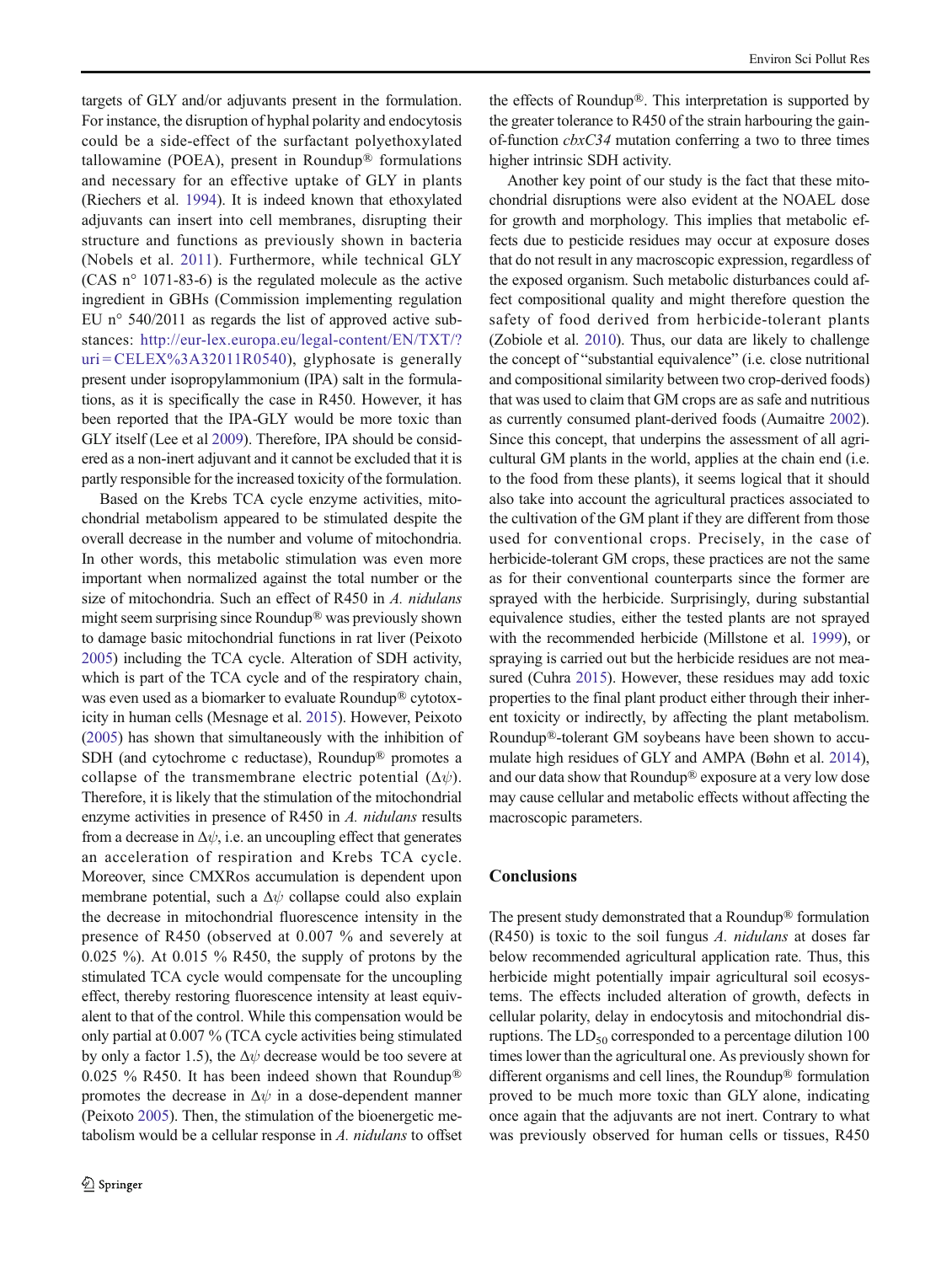targets of GLY and/or adjuvants present in the formulation. For instance, the disruption of hyphal polarity and endocytosis could be a side-effect of the surfactant polyethoxylated tallowamine (POEA), present in Roundup® formulations and necessary for an effective uptake of GLY in plants (Riechers et al. 1994). It is indeed known that ethoxylated adjuvants can insert into cell membranes, disrupting their structure and functions as previously shown in bacteria (Nobels et al. 2011). Furthermore, while technical GLY (CAS n° 1071-83-6) is the regulated molecule as the active ingredient in GBHs (Commission implementing regulation EU n° 540/2011 as regards the list of approved active substances: http://eur-lex.europa.eu/legal-content/EN/TXT/?uri=CELEX%3A32011R0540), glyphosate is generally present under isopropylammonium (IPA) salt in the formulations, as it is specifically the case in R450. However, it has been reported that the IPA-GLY would be more toxic than GLY itself (Lee et al 2009). Therefore, IPA should be considered as a non-inert adjuvant and it cannot be excluded that it is partly responsible for the increased toxicity of the formulation.

Based on the Krebs TCA cycle enzyme activities, mitochondrial metabolism appeared to be stimulated despite the overall decrease in the number and volume of mitochondria. In other words, this metabolic stimulation was even more important when normalized against the total number or the size of mitochondria. Such an effect of R450 in *A. nidulans* might seem surprising since Roundup® was previously shown to damage basic mitochondrial functions in rat liver (Peixoto 2005) including the TCA cycle. Alteration of SDH activity, which is part of the TCA cycle and of the respiratory chain, was even used as a biomarker to evaluate Roundup® cytotoxicity in human cells (Mesnage et al. 2015). However, Peixoto (2005) has shown that simultaneously with the inhibition of SDH (and cytochrome c reductase), Roundup® promotes a collapse of the transmembrane electric potential ($\Delta\psi$). Therefore, it is likely that the stimulation of the mitochondrial enzyme activities in presence of R450 in *A. nidulans* results from a decrease in $\Delta\psi$, i.e. an uncoupling effect that generates an acceleration of respiration and Krebs TCA cycle. Moreover, since CMXRos accumulation is dependent upon membrane potential, such a $\Delta\psi$ collapse could also explain the decrease in mitochondrial fluorescence intensity in the presence of R450 (observed at 0.007 % and severely at 0.025 %). At 0.015 % R450, the supply of protons by the stimulated TCA cycle would compensate for the uncoupling effect, thereby restoring fluorescence intensity at least equivalent to that of the control. While this compensation would be only partial at 0.007 % (TCA cycle activities being stimulated by only a factor 1.5), the $\Delta\psi$ decrease would be too severe at 0.025 % R450. It has been indeed shown that Roundup® promotes the decrease in $\Delta\psi$ in a dose-dependent manner (Peixoto 2005). Then, the stimulation of the bioenergetic metabolism would be a cellular response in *A. nidulans* to offset the effects of Roundup®. This interpretation is supported by the greater tolerance to R450 of the strain harbouring the gain-of-function *cbxC34* mutation conferring a two to three times higher intrinsic SDH activity.

Another key point of our study is the fact that these mitochondrial disruptions were also evident at the NOAEL dose for growth and morphology. This implies that metabolic effects due to pesticide residues may occur at exposure doses that do not result in any macroscopic expression, regardless of the exposed organism. Such metabolic disturbances could affect compositional quality and might therefore question the safety of food derived from herbicide-tolerant plants (Zobiole et al. 2010). Thus, our data are likely to challenge the concept of "substantial equivalence" (i.e. close nutritional and compositional similarity between two crop-derived foods) that was used to claim that GM crops are as safe and nutritious as currently consumed plant-derived foods (Aumaitre 2002). Since this concept, that underpins the assessment of all agricultural GM plants in the world, applies at the chain end (i.e. to the food from these plants), it seems logical that it should also take into account the agricultural practices associated to the cultivation of the GM plant if they are different from those used for conventional crops. Precisely, in the case of herbicide-tolerant GM crops, these practices are not the same as for their conventional counterparts since the former are sprayed with the herbicide. Surprisingly, during substantial equivalence studies, either the tested plants are not sprayed with the recommended herbicide (Millstone et al. 1999), or spraying is carried out but the herbicide residues are not measured (Cuhra 2015). However, these residues may add toxic properties to the final plant product either through their inherent toxicity or indirectly, by affecting the plant metabolism. Roundup®-tolerant GM soybeans have been shown to accumulate high residues of GLY and AMPA (Bøhn et al. 2014), and our data show that Roundup® exposure at a very low dose may cause cellular and metabolic effects without affecting the macroscopic parameters.

## Conclusions

The present study demonstrated that a Roundup® formulation (R450) is toxic to the soil fungus *A. nidulans* at doses far below recommended agricultural application rate. Thus, this herbicide might potentially impair agricultural soil ecosystems. The effects included alteration of growth, defects in cellular polarity, delay in endocytosis and mitochondrial disruptions. The $LD_{50}$ corresponded to a percentage dilution 100 times lower than the agricultural one. As previously shown for different organisms and cell lines, the Roundup® formulation proved to be much more toxic than GLY alone, indicating once again that the adjuvants are not inert. Contrary to what was previously observed for human cells or tissues, R450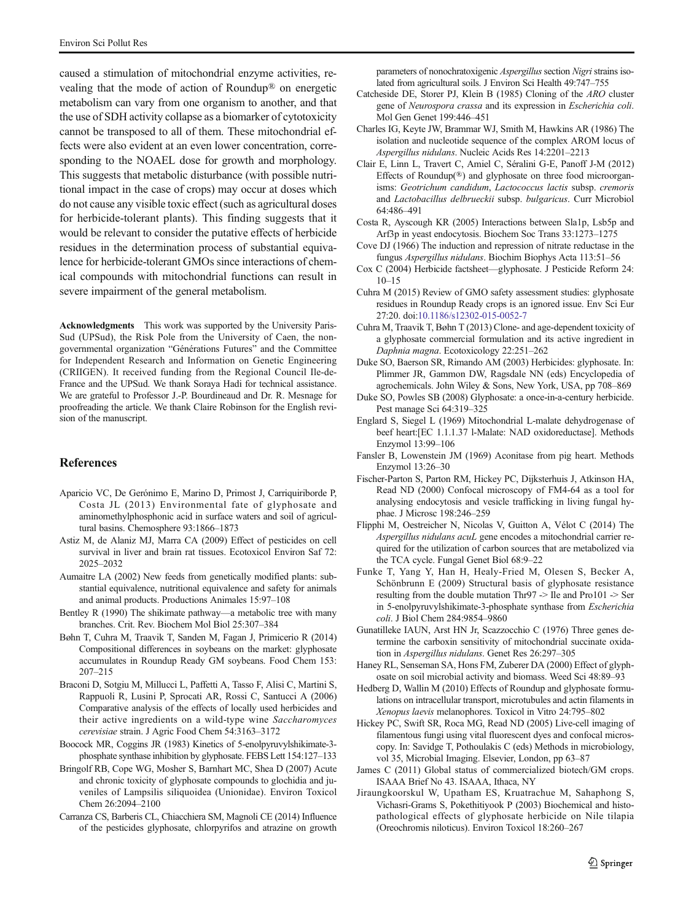caused a stimulation of mitochondrial enzyme activities, revealing that the mode of action of Roundup® on energetic metabolism can vary from one organism to another, and that the use of SDH activity collapse as a biomarker of cytotoxicity cannot be transposed to all of them. These mitochondrial effects were also evident at an even lower concentration, corresponding to the NOAEL dose for growth and morphology. This suggests that metabolic disturbance (with possible nutritional impact in the case of crops) may occur at doses which do not cause any visible toxic effect (such as agricultural doses for herbicide-tolerant plants). This finding suggests that it would be relevant to consider the putative effects of herbicide residues in the determination process of substantial equivalence for herbicide-tolerant GMOs since interactions of chemical compounds with mitochondrial functions can result in severe impairment of the general metabolism.

**Acknowledgments** This work was supported by the University Paris-Sud (UPSud), the Risk Pole from the University of Caen, the non-governmental organization "Générations Futures" and the Committee for Independent Research and Information on Genetic Engineering (CRIIGEN). It received funding from the Regional Council Ile-de-France and the UPSud. We thank Soraya Hadi for technical assistance. We are grateful to Professor J.-P. Bourdineaud and Dr. R. Mesnage for proofreading the article. We thank Claire Robinson for the English revision of the manuscript.

## References

Aparicio VC, De Gerónimo E, Marino D, Primost J, Carriquiriborde P, Costa JL (2013) Environmental fate of glyphosate and aminomethylphosphonic acid in surface waters and soil of agricultural basins. Chemosphere 93:1866–1873

Astiz M, de Alaniz MJ, Marra CA (2009) Effect of pesticides on cell survival in liver and brain rat tissues. Ecotoxicol Environ Saf 72: 2025–2032

Aumaitre LA (2002) New feeds from genetically modified plants: substantial equivalence, nutritional equivalence and safety for animals and animal products. Productions Animales 15:97–108

Bentley R (1990) The shikimate pathway—a metabolic tree with many branches. Crit. Rev. Biochem Mol Biol 25:307–384

Bøhn T, Cuhra M, Traavik T, Sanden M, Fagan J, Primicerio R (2014) Compositional differences in soybeans on the market: glyphosate accumulates in Roundup Ready GM soybeans. Food Chem 153: 207–215

Braconi D, Sotgiu M, Millucci L, Paffetti A, Tasso F, Alisi C, Martini S, Rappuoli R, Lusini P, Sprocati AR, Rossi C, Santucci A (2006) Comparative analysis of the effects of locally used herbicides and their active ingredients on a wild-type wine *Saccharomyces cerevisiae* strain. J Agric Food Chem 54:3163–3172

Boocock MR, Coggins JR (1983) Kinetics of 5-enolpyruvylshikimate-3-phosphate synthase inhibition by glyphosate. FEBS Lett 154:127–133

Bringolf RB, Cope WG, Mosher S, Barnhart MC, Shea D (2007) Acute and chronic toxicity of glyphosate compounds to glochidia and juveniles of Lampsilis siliquoidea (Unionidae). Environ Toxicol Chem 26:2094–2100

Carranza CS, Barberis CL, Chiacchiera SM, Magnoli CE (2014) Influence of the pesticides glyphosate, chlorpyrifos and atrazine on growth parameters of nonochratoxigenic *Aspergillus* section *Nigri* strains isolated from agricultural soils. J Environ Sci Health 49:747–755

Catcheside DE, Storer PJ, Klein B (1985) Cloning of the *ARO* cluster gene of *Neurospora crassa* and its expression in *Escherichia coli*. Mol Gen Genet 199:446–451

Charles IG, Keyte JW, Brammar WJ, Smith M, Hawkins AR (1986) The isolation and nucleotide sequence of the complex AROM locus of *Aspergillus nidulans*. Nucleic Acids Res 14:2201–2213

Clair E, Linn L, Travert C, Amiel C, Séralini G-E, Panoff J-M (2012) Effects of Roundup(®) and glyphosate on three food microorganisms: *Geotrichum candidum*, *Lactococcus lactis* subsp. *cremoris* and *Lactobacillus delbrueckii* subsp. *bulgaricus*. Curr Microbiol 64:486–491

Costa R, Ayscough KR (2005) Interactions between Sla1p, Lsb5p and Arf3p in yeast endocytosis. Biochem Soc Trans 33:1273–1275

Cove DJ (1966) The induction and repression of nitrate reductase in the fungus *Aspergillus nidulans*. Biochim Biophys Acta 113:51–56

Cox C (2004) Herbicide factsheet—glyphosate. J Pesticide Reform 24: 10–15

Cuhra M (2015) Review of GMO safety assessment studies: glyphosate residues in Roundup Ready crops is an ignored issue. Env Sci Eur 27:20. doi:10.1186/s12302-015-0052-7

Cuhra M, Traavik T, Bøhn T (2013) Clone- and age-dependent toxicity of a glyphosate commercial formulation and its active ingredient in *Daphnia magna*. Ecotoxicology 22:251–262

Duke SO, Baerson SR, Rimando AM (2003) Herbicides: glyphosate. In: Plimmer JR, Gammon DW, Ragsdale NN (eds) Encyclopedia of agrochemicals. John Wiley & Sons, New York, USA, pp 708–869

Duke SO, Powles SB (2008) Glyphosate: a once-in-a-century herbicide. Pest manage Sci 64:319–325

Englard S, Siegel L (1969) Mitochondrial L-malate dehydrogenase of beef heart:[EC 1.1.1.37 l-Malate: NAD oxidoreductase]. Methods Enzymol 13:99–106

Fansler B, Lowenstein JM (1969) Aconitase from pig heart. Methods Enzymol 13:26–30

Fischer-Parton S, Parton RM, Hickey PC, Dijksterhuis J, Atkinson HA, Read ND (2000) Confocal microscopy of FM4-64 as a tool for analysing endocytosis and vesicle trafficking in living fungal hyphae. J Microsc 198:246–259

Flipphi M, Oestreicher N, Nicolas V, Guitton A, Vélot C (2014) The *Aspergillus nidulans acuL* gene encodes a mitochondrial carrier required for the utilization of carbon sources that are metabolized via the TCA cycle. Fungal Genet Biol 68:9–22

Funke T, Yang Y, Han H, Healy-Fried M, Olesen S, Becker A, Schönbrunn E (2009) Structural basis of glyphosate resistance resulting from the double mutation Thr97 -> Ile and Pro101 -> Ser in 5-enolpyruvylshikimate-3-phosphate synthase from *Escherichia coli*. J Biol Chem 284:9854–9860

Gunatilleke IAUN, Arst HN Jr, Scazzocchio C (1976) Three genes determine the carboxin sensitivity of mitochondrial succinate oxidation in *Aspergillus nidulans*. Genet Res 26:297–305

Haney RL, Senseman SA, Hons FM, Zuberer DA (2000) Effect of glyphosate on soil microbial activity and biomass. Weed Sci 48:89–93

Hedberg D, Wallin M (2010) Effects of Roundup and glyphosate formulations on intracellular transport, microtubules and actin filaments in *Xenopus laevis* melanophores. Toxicol in Vitro 24:795–802

Hickey PC, Swift SR, Roca MG, Read ND (2005) Live-cell imaging of filamentous fungi using vital fluorescent dyes and confocal microscopy. In: Savidge T, Pothoulakis C (eds) Methods in microbiology, vol 35, Microbial Imaging. Elsevier, London, pp 63–87

James C (2011) Global status of commercialized biotech/GM crops. ISAAA Brief No 43. ISAAA, Ithaca, NY

Jiraungkoorskul W, Upatham ES, Kruatrachue M, Sahaphong S, Vichasri-Grams S, Pokethitiyook P (2003) Biochemical and histopathological effects of glyphosate herbicide on Nile tilapia (Oreochromis niloticus). Environ Toxicol 18:260–267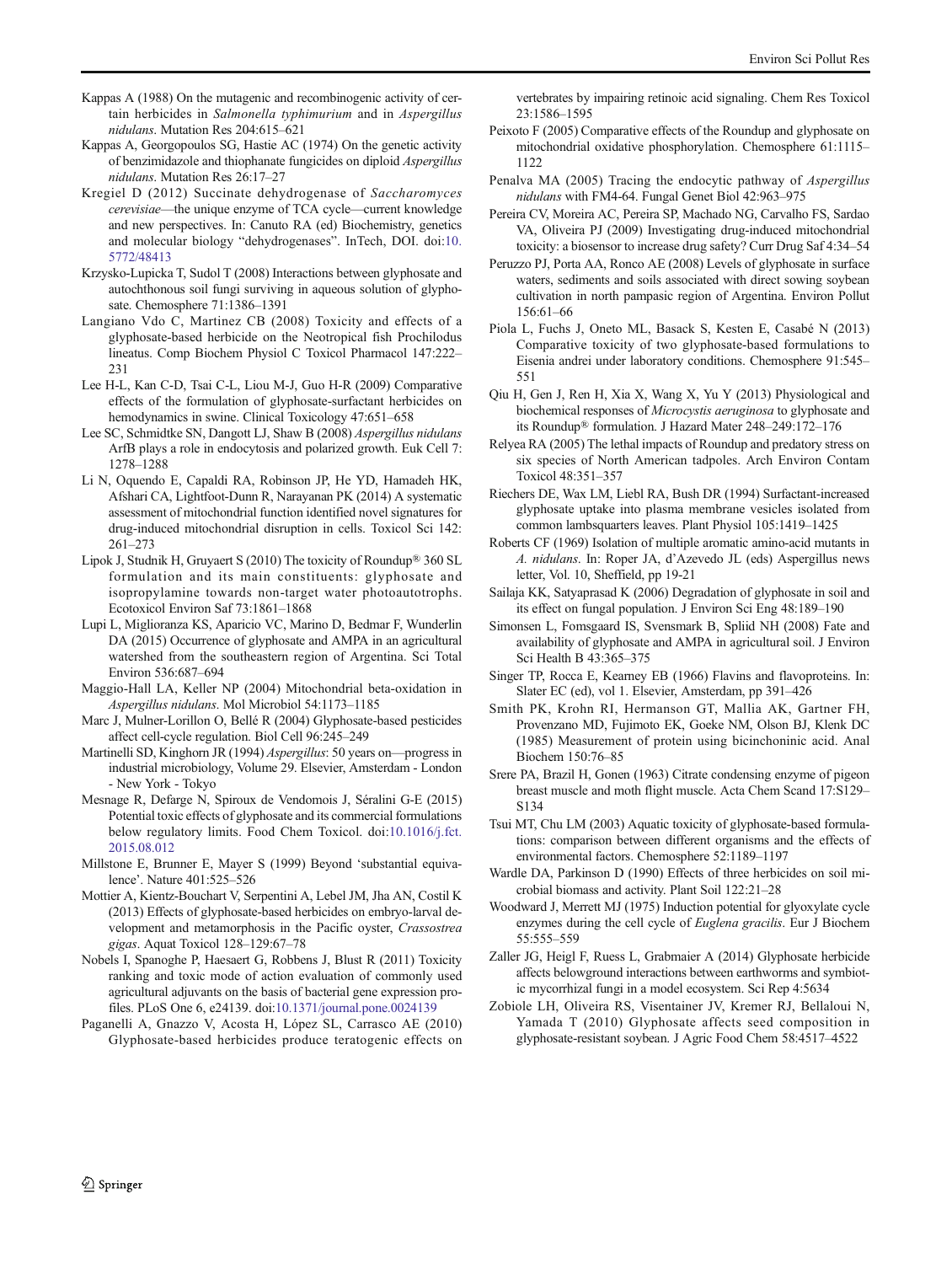Kappas A (1988) On the mutagenic and recombinogenic activity of certain herbicides in *Salmonella typhimurium* and in *Aspergillus nidulans*. Mutation Res 204:615–621

Kappas A, Georgopoulos SG, Hastie AC (1974) On the genetic activity of benzimidazole and thiophanate fungicides on diploid *Aspergillus nidulans*. Mutation Res 26:17–27

Kregiel D (2012) Succinate dehydrogenase of *Saccharomyces cerevisiae*—the unique enzyme of TCA cycle—current knowledge and new perspectives. In: Canuto RA (ed) Biochemistry, genetics and molecular biology "dehydrogenases". InTech, DOI. doi:10.5772/48413

Krzysko-Lupicka T, Sudol T (2008) Interactions between glyphosate and autochthonous soil fungi surviving in aqueous solution of glyphosate. Chemosphere 71:1386–1391

Langiano Vdo C, Martinez CB (2008) Toxicity and effects of a glyphosate-based herbicide on the Neotropical fish Prochilodus lineatus. Comp Biochem Physiol C Toxicol Pharmacol 147:222–231

Lee H-L, Kan C-D, Tsai C-L, Liou M-J, Guo H-R (2009) Comparative effects of the formulation of glyphosate-surfactant herbicides on hemodynamics in swine. Clinical Toxicology 47:651–658

Lee SC, Schmidtke SN, Dangott LJ, Shaw B (2008) *Aspergillus nidulans* ArfB plays a role in endocytosis and polarized growth. Euk Cell 7: 1278–1288

Li N, Oquendo E, Capaldi RA, Robinson JP, He YD, Hamadeh HK, Afshari CA, Lightfoot-Dunn R, Narayanan PK (2014) A systematic assessment of mitochondrial function identified novel signatures for drug-induced mitochondrial disruption in cells. Toxicol Sci 142: 261–273

Lipok J, Studnik H, Gruyaert S (2010) The toxicity of Roundup® 360 SL formulation and its main constituents: glyphosate and isopropylamine towards non-target water photoautotrophs. Ecotoxicol Environ Saf 73:1861–1868

Lupi L, Miglioranza KS, Aparicio VC, Marino D, Bedmar F, Wunderlin DA (2015) Occurrence of glyphosate and AMPA in an agricultural watershed from the southeastern region of Argentina. Sci Total Environ 536:687–694

Maggio-Hall LA, Keller NP (2004) Mitochondrial beta-oxidation in *Aspergillus nidulans*. Mol Microbiol 54:1173–1185

Marc J, Mulner-Lorillon O, Bellé R (2004) Glyphosate-based pesticides affect cell-cycle regulation. Biol Cell 96:245–249

Martinelli SD, Kinghorn JR (1994) *Aspergillus*: 50 years on—progress in industrial microbiology, Volume 29. Elsevier, Amsterdam - London - New York - Tokyo

Mesnage R, Defarge N, Spiroux de Vendomois J, Séralini G-E (2015) Potential toxic effects of glyphosate and its commercial formulations below regulatory limits. Food Chem Toxicol. doi:10.1016/j.fct.2015.08.012

Millstone E, Brunner E, Mayer S (1999) Beyond 'substantial equivalence'. Nature 401:525–526

Mottier A, Kientz-Bouchart V, Serpentini A, Lebel JM, Jha AN, Costil K (2013) Effects of glyphosate-based herbicides on embryo-larval development and metamorphosis in the Pacific oyster, *Crassostrea gigas*. Aquat Toxicol 128–129:67–78

Nobels I, Spanoghe P, Haesaert G, Robbens J, Blust R (2011) Toxicity ranking and toxic mode of action evaluation of commonly used agricultural adjuvants on the basis of bacterial gene expression profiles. PLoS One 6, e24139. doi:10.1371/journal.pone.0024139

Paganelli A, Gnazzo V, Acosta H, López SL, Carrasco AE (2010) Glyphosate-based herbicides produce teratogenic effects on vertebrates by impairing retinoic acid signaling. Chem Res Toxicol 23:1586–1595

Peixoto F (2005) Comparative effects of the Roundup and glyphosate on mitochondrial oxidative phosphorylation. Chemosphere 61:1115–1122

Penalva MA (2005) Tracing the endocytic pathway of *Aspergillus nidulans* with FM4-64. Fungal Genet Biol 42:963–975

Pereira CV, Moreira AC, Pereira SP, Machado NG, Carvalho FS, Sardao VA, Oliveira PJ (2009) Investigating drug-induced mitochondrial toxicity: a biosensor to increase drug safety? Curr Drug Saf 4:34–54

Peruzzo PJ, Porta AA, Ronco AE (2008) Levels of glyphosate in surface waters, sediments and soils associated with direct sowing soybean cultivation in north pampasic region of Argentina. Environ Pollut 156:61–66

Piola L, Fuchs J, Oneto ML, Basack S, Kesten E, Casabé N (2013) Comparative toxicity of two glyphosate-based formulations to Eisenia andrei under laboratory conditions. Chemosphere 91:545–551

Qiu H, Gen J, Ren H, Xia X, Wang X, Yu Y (2013) Physiological and biochemical responses of *Microcystis aeruginosa* to glyphosate and its Roundup® formulation. J Hazard Mater 248–249:172–176

Relyea RA (2005) The lethal impacts of Roundup and predatory stress on six species of North American tadpoles. Arch Environ Contam Toxicol 48:351–357

Riechers DE, Wax LM, Liebl RA, Bush DR (1994) Surfactant-increased glyphosate uptake into plasma membrane vesicles isolated from common lambsquarters leaves. Plant Physiol 105:1419–1425

Roberts CF (1969) Isolation of multiple aromatic amino-acid mutants in *A. nidulans*. In: Roper JA, d'Azevedo JL (eds) Aspergillus news letter, Vol. 10, Sheffield, pp 19-21

Sailaja KK, Satyaprasad K (2006) Degradation of glyphosate in soil and its effect on fungal population. J Environ Sci Eng 48:189–190

Simonsen L, Fomsgaard IS, Svensmark B, Spliid NH (2008) Fate and availability of glyphosate and AMPA in agricultural soil. J Environ Sci Health B 43:365–375

Singer TP, Rocca E, Kearney EB (1966) Flavins and flavoproteins. In: Slater EC (ed), vol 1. Elsevier, Amsterdam, pp 391–426

Smith PK, Krohn RI, Hermanson GT, Mallia AK, Gartner FH, Provenzano MD, Fujimoto EK, Goeke NM, Olson BJ, Klenk DC (1985) Measurement of protein using bicinchoninic acid. Anal Biochem 150:76–85

Srere PA, Brazil H, Gonen (1963) Citrate condensing enzyme of pigeon breast muscle and moth flight muscle. Acta Chem Scand 17:S129–S134

Tsui MT, Chu LM (2003) Aquatic toxicity of glyphosate-based formulations: comparison between different organisms and the effects of environmental factors. Chemosphere 52:1189–1197

Wardle DA, Parkinson D (1990) Effects of three herbicides on soil microbial biomass and activity. Plant Soil 122:21–28

Woodward J, Merrett MJ (1975) Induction potential for glyoxylate cycle enzymes during the cell cycle of *Euglena gracilis*. Eur J Biochem 55:555–559

Zaller JG, Heigl F, Ruess L, Grabmaier A (2014) Glyphosate herbicide affects belowground interactions between earthworms and symbiotic mycorrhizal fungi in a model ecosystem. Sci Rep 4:5634

Zobiole LH, Oliveira RS, Visentainer JV, Kremer RJ, Bellaloui N, Yamada T (2010) Glyphosate affects seed composition in glyphosate-resistant soybean. J Agric Food Chem 58:4517–4522